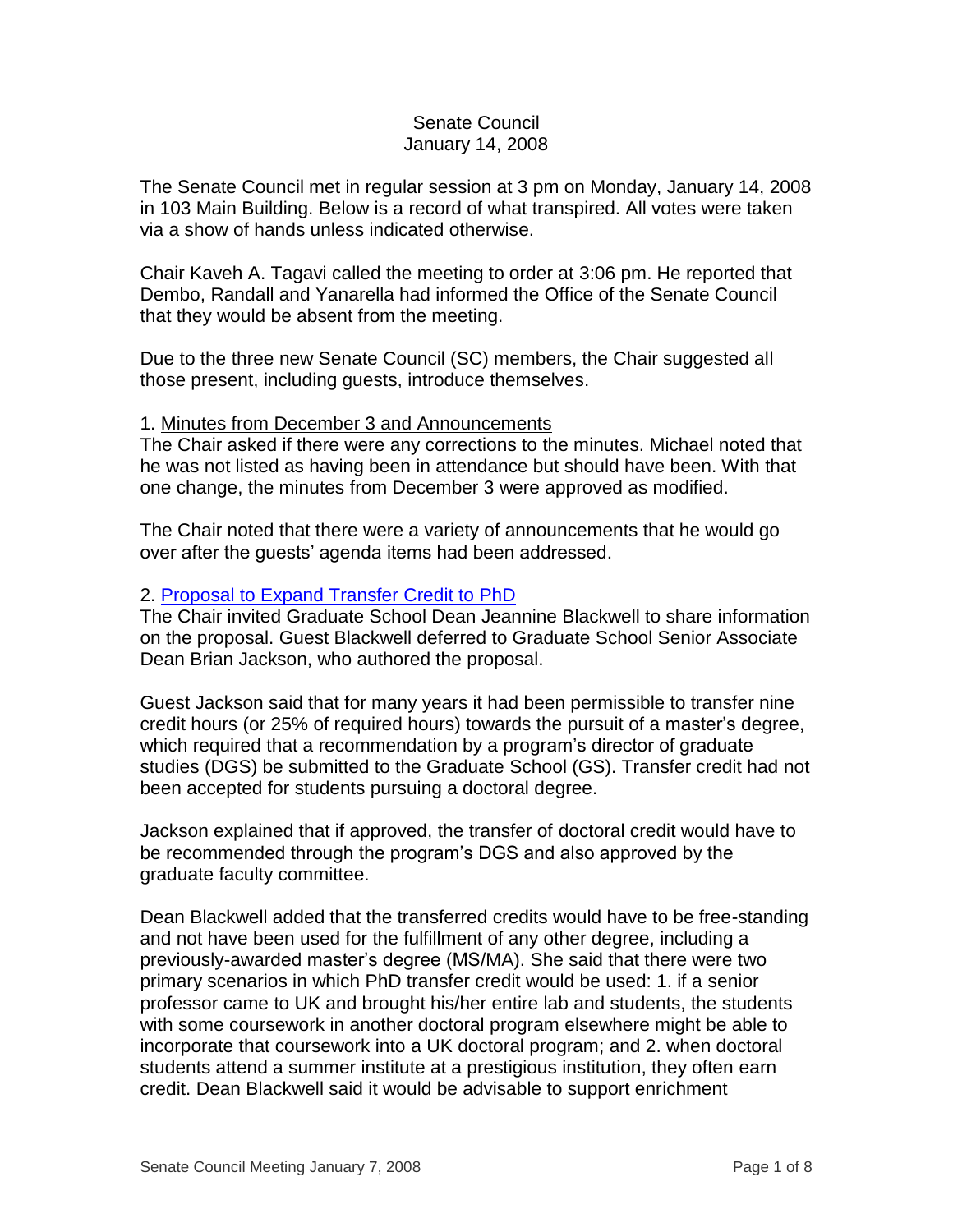Senate Council
January 14, 2008

The Senate Council met in regular session at 3 pm on Monday, January 14, 2008 in 103 Main Building. Below is a record of what transpired. All votes were taken via a show of hands unless indicated otherwise.

Chair Kaveh A. Tagavi called the meeting to order at 3:06 pm. He reported that Dembo, Randall and Yanarella had informed the Office of the Senate Council that they would be absent from the meeting.

Due to the three new Senate Council (SC) members, the Chair suggested all those present, including guests, introduce themselves.

1. Minutes from December 3 and Announcements

The Chair asked if there were any corrections to the minutes. Michael noted that he was not listed as having been in attendance but should have been. With that one change, the minutes from December 3 were approved as modified.

The Chair noted that there were a variety of announcements that he would go over after the guests' agenda items had been addressed.

2. Proposal to Expand Transfer Credit to PhD

The Chair invited Graduate School Dean Jeannine Blackwell to share information on the proposal. Guest Blackwell deferred to Graduate School Senior Associate Dean Brian Jackson, who authored the proposal.

Guest Jackson said that for many years it had been permissible to transfer nine credit hours (or 25% of required hours) towards the pursuit of a master's degree, which required that a recommendation by a program's director of graduate studies (DGS) be submitted to the Graduate School (GS). Transfer credit had not been accepted for students pursuing a doctoral degree.

Jackson explained that if approved, the transfer of doctoral credit would have to be recommended through the program's DGS and also approved by the graduate faculty committee.

Dean Blackwell added that the transferred credits would have to be free-standing and not have been used for the fulfillment of any other degree, including a previously-awarded master's degree (MS/MA). She said that there were two primary scenarios in which PhD transfer credit would be used: 1. if a senior professor came to UK and brought his/her entire lab and students, the students with some coursework in another doctoral program elsewhere might be able to incorporate that coursework into a UK doctoral program; and 2. when doctoral students attend a summer institute at a prestigious institution, they often earn credit. Dean Blackwell said it would be advisable to support enrichment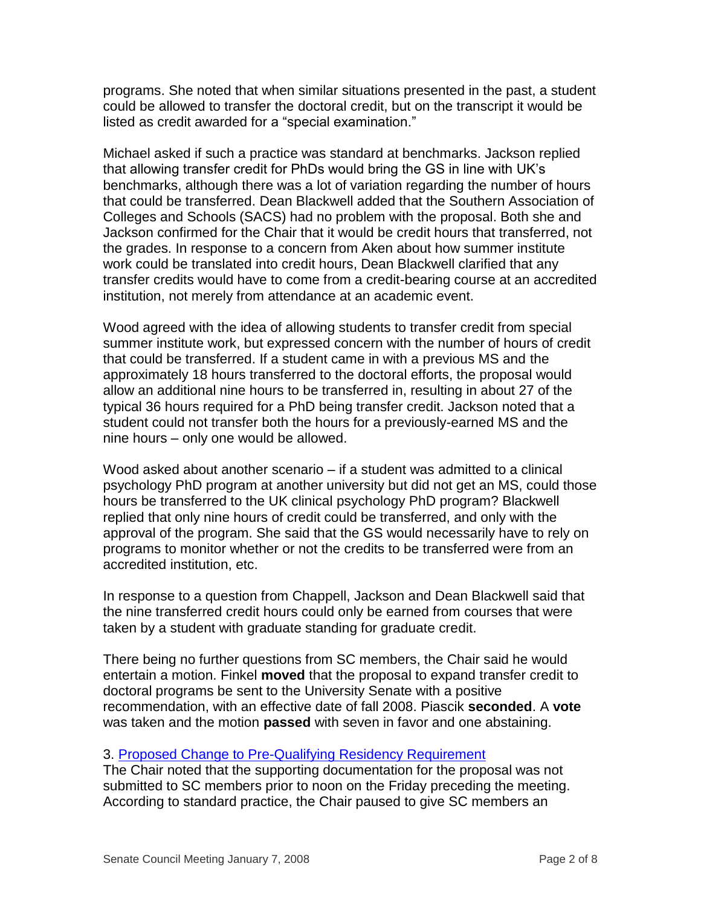programs. She noted that when similar situations presented in the past, a student could be allowed to transfer the doctoral credit, but on the transcript it would be listed as credit awarded for a "special examination."

Michael asked if such a practice was standard at benchmarks. Jackson replied that allowing transfer credit for PhDs would bring the GS in line with UK's benchmarks, although there was a lot of variation regarding the number of hours that could be transferred. Dean Blackwell added that the Southern Association of Colleges and Schools (SACS) had no problem with the proposal. Both she and Jackson confirmed for the Chair that it would be credit hours that transferred, not the grades. In response to a concern from Aken about how summer institute work could be translated into credit hours, Dean Blackwell clarified that any transfer credits would have to come from a credit-bearing course at an accredited institution, not merely from attendance at an academic event.

Wood agreed with the idea of allowing students to transfer credit from special summer institute work, but expressed concern with the number of hours of credit that could be transferred. If a student came in with a previous MS and the approximately 18 hours transferred to the doctoral efforts, the proposal would allow an additional nine hours to be transferred in, resulting in about 27 of the typical 36 hours required for a PhD being transfer credit. Jackson noted that a student could not transfer both the hours for a previously-earned MS and the nine hours – only one would be allowed.

Wood asked about another scenario – if a student was admitted to a clinical psychology PhD program at another university but did not get an MS, could those hours be transferred to the UK clinical psychology PhD program? Blackwell replied that only nine hours of credit could be transferred, and only with the approval of the program. She said that the GS would necessarily have to rely on programs to monitor whether or not the credits to be transferred were from an accredited institution, etc.

In response to a question from Chappell, Jackson and Dean Blackwell said that the nine transferred credit hours could only be earned from courses that were taken by a student with graduate standing for graduate credit.

There being no further questions from SC members, the Chair said he would entertain a motion. Finkel **moved** that the proposal to expand transfer credit to doctoral programs be sent to the University Senate with a positive recommendation, with an effective date of fall 2008. Piascik **seconded**. A **vote** was taken and the motion **passed** with seven in favor and one abstaining.

3. Proposed Change to Pre-Qualifying Residency Requirement

The Chair noted that the supporting documentation for the proposal was not submitted to SC members prior to noon on the Friday preceding the meeting. According to standard practice, the Chair paused to give SC members an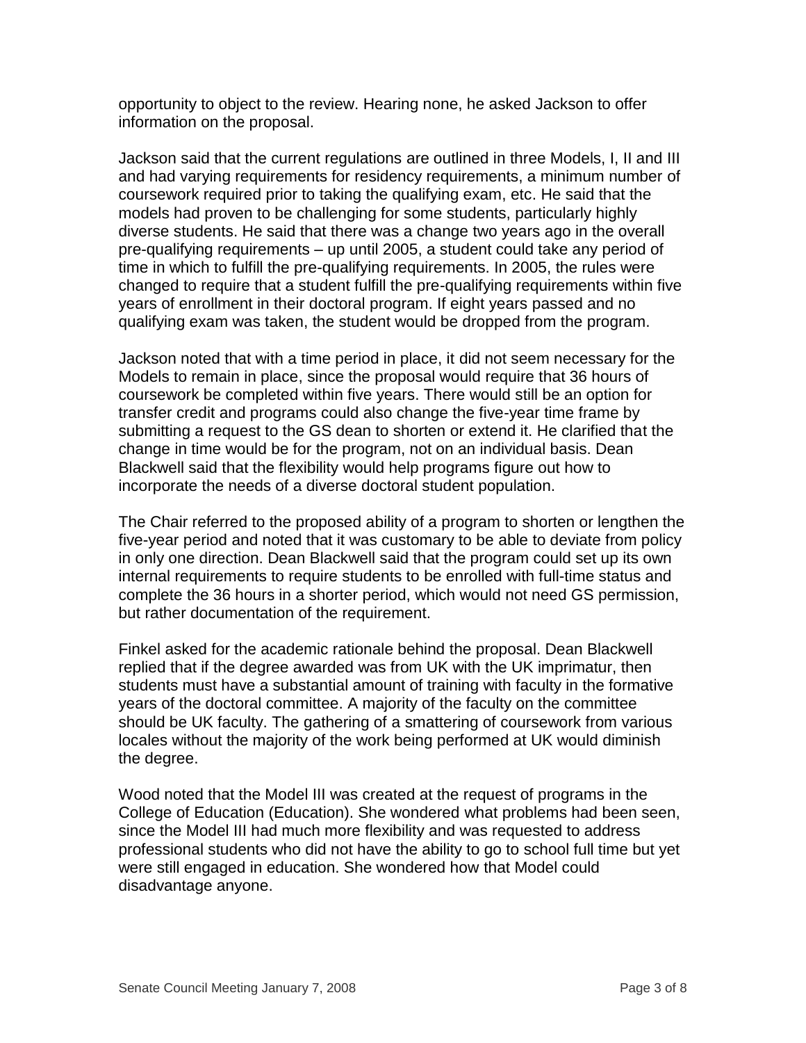opportunity to object to the review. Hearing none, he asked Jackson to offer information on the proposal.

Jackson said that the current regulations are outlined in three Models, I, II and III and had varying requirements for residency requirements, a minimum number of coursework required prior to taking the qualifying exam, etc. He said that the models had proven to be challenging for some students, particularly highly diverse students. He said that there was a change two years ago in the overall pre-qualifying requirements – up until 2005, a student could take any period of time in which to fulfill the pre-qualifying requirements. In 2005, the rules were changed to require that a student fulfill the pre-qualifying requirements within five years of enrollment in their doctoral program. If eight years passed and no qualifying exam was taken, the student would be dropped from the program.

Jackson noted that with a time period in place, it did not seem necessary for the Models to remain in place, since the proposal would require that 36 hours of coursework be completed within five years. There would still be an option for transfer credit and programs could also change the five-year time frame by submitting a request to the GS dean to shorten or extend it. He clarified that the change in time would be for the program, not on an individual basis. Dean Blackwell said that the flexibility would help programs figure out how to incorporate the needs of a diverse doctoral student population.

The Chair referred to the proposed ability of a program to shorten or lengthen the five-year period and noted that it was customary to be able to deviate from policy in only one direction. Dean Blackwell said that the program could set up its own internal requirements to require students to be enrolled with full-time status and complete the 36 hours in a shorter period, which would not need GS permission, but rather documentation of the requirement.

Finkel asked for the academic rationale behind the proposal. Dean Blackwell replied that if the degree awarded was from UK with the UK imprimatur, then students must have a substantial amount of training with faculty in the formative years of the doctoral committee. A majority of the faculty on the committee should be UK faculty. The gathering of a smattering of coursework from various locales without the majority of the work being performed at UK would diminish the degree.

Wood noted that the Model III was created at the request of programs in the College of Education (Education). She wondered what problems had been seen, since the Model III had much more flexibility and was requested to address professional students who did not have the ability to go to school full time but yet were still engaged in education. She wondered how that Model could disadvantage anyone.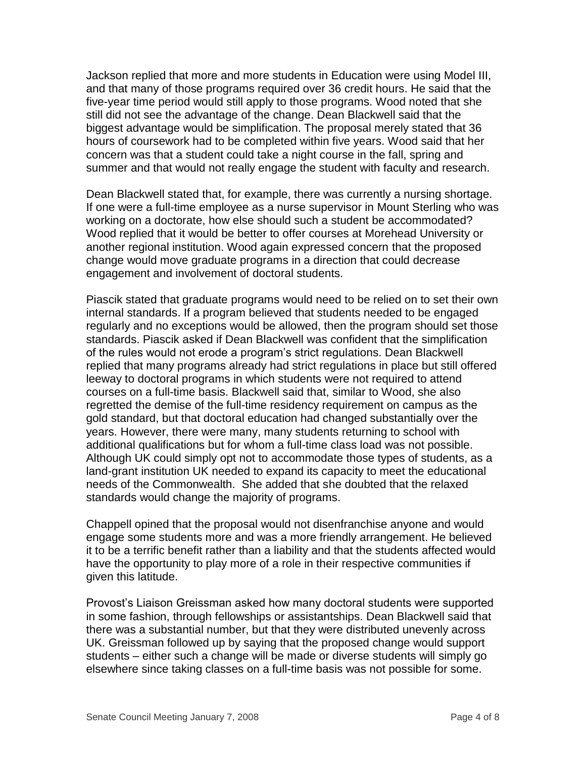Jackson replied that more and more students in Education were using Model III, and that many of those programs required over 36 credit hours. He said that the five-year time period would still apply to those programs. Wood noted that she still did not see the advantage of the change. Dean Blackwell said that the biggest advantage would be simplification. The proposal merely stated that 36 hours of coursework had to be completed within five years. Wood said that her concern was that a student could take a night course in the fall, spring and summer and that would not really engage the student with faculty and research.

Dean Blackwell stated that, for example, there was currently a nursing shortage. If one were a full-time employee as a nurse supervisor in Mount Sterling who was working on a doctorate, how else should such a student be accommodated? Wood replied that it would be better to offer courses at Morehead University or another regional institution. Wood again expressed concern that the proposed change would move graduate programs in a direction that could decrease engagement and involvement of doctoral students.

Piascik stated that graduate programs would need to be relied on to set their own internal standards. If a program believed that students needed to be engaged regularly and no exceptions would be allowed, then the program should set those standards. Piascik asked if Dean Blackwell was confident that the simplification of the rules would not erode a program's strict regulations. Dean Blackwell replied that many programs already had strict regulations in place but still offered leeway to doctoral programs in which students were not required to attend courses on a full-time basis. Blackwell said that, similar to Wood, she also regretted the demise of the full-time residency requirement on campus as the gold standard, but that doctoral education had changed substantially over the years. However, there were many, many students returning to school with additional qualifications but for whom a full-time class load was not possible. Although UK could simply opt not to accommodate those types of students, as a land-grant institution UK needed to expand its capacity to meet the educational needs of the Commonwealth. She added that she doubted that the relaxed standards would change the majority of programs.

Chappell opined that the proposal would not disenfranchise anyone and would engage some students more and was a more friendly arrangement. He believed it to be a terrific benefit rather than a liability and that the students affected would have the opportunity to play more of a role in their respective communities if given this latitude.

Provost's Liaison Greissman asked how many doctoral students were supported in some fashion, through fellowships or assistantships. Dean Blackwell said that there was a substantial number, but that they were distributed unevenly across UK. Greissman followed up by saying that the proposed change would support students – either such a change will be made or diverse students will simply go elsewhere since taking classes on a full-time basis was not possible for some.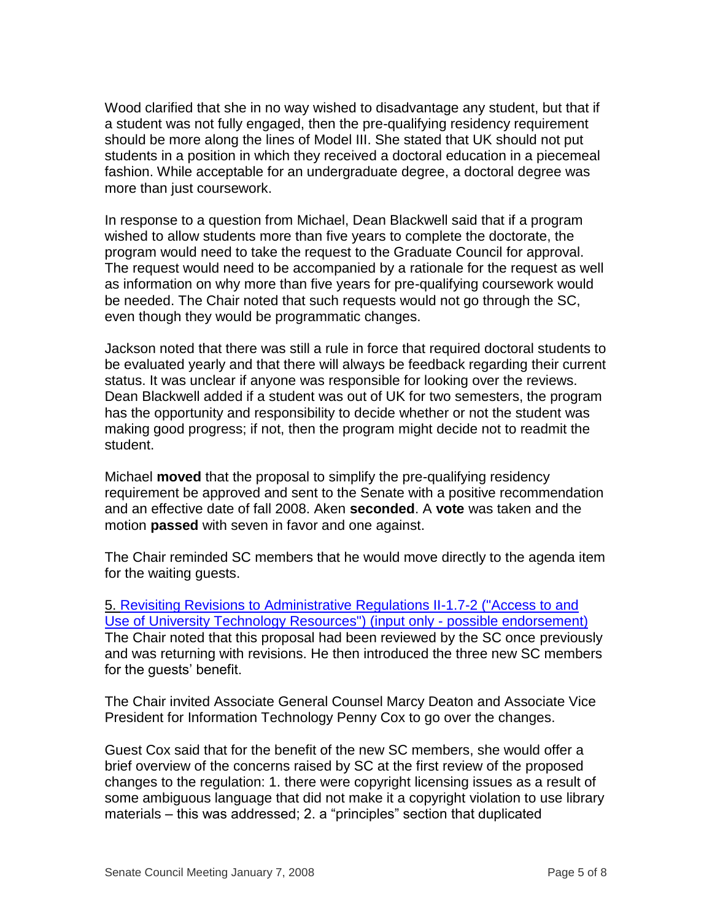Wood clarified that she in no way wished to disadvantage any student, but that if a student was not fully engaged, then the pre-qualifying residency requirement should be more along the lines of Model III. She stated that UK should not put students in a position in which they received a doctoral education in a piecemeal fashion. While acceptable for an undergraduate degree, a doctoral degree was more than just coursework.

In response to a question from Michael, Dean Blackwell said that if a program wished to allow students more than five years to complete the doctorate, the program would need to take the request to the Graduate Council for approval. The request would need to be accompanied by a rationale for the request as well as information on why more than five years for pre-qualifying coursework would be needed. The Chair noted that such requests would not go through the SC, even though they would be programmatic changes.

Jackson noted that there was still a rule in force that required doctoral students to be evaluated yearly and that there will always be feedback regarding their current status. It was unclear if anyone was responsible for looking over the reviews. Dean Blackwell added if a student was out of UK for two semesters, the program has the opportunity and responsibility to decide whether or not the student was making good progress; if not, then the program might decide not to readmit the student.

Michael **moved** that the proposal to simplify the pre-qualifying residency requirement be approved and sent to the Senate with a positive recommendation and an effective date of fall 2008. Aken **seconded**. A **vote** was taken and the motion **passed** with seven in favor and one against.

The Chair reminded SC members that he would move directly to the agenda item for the waiting guests.

5. Revisiting Revisions to Administrative Regulations II-1.7-2 ("Access to and Use of University Technology Resources") (input only - possible endorsement)
The Chair noted that this proposal had been reviewed by the SC once previously and was returning with revisions. He then introduced the three new SC members for the guests' benefit.

The Chair invited Associate General Counsel Marcy Deaton and Associate Vice President for Information Technology Penny Cox to go over the changes.

Guest Cox said that for the benefit of the new SC members, she would offer a brief overview of the concerns raised by SC at the first review of the proposed changes to the regulation: 1. there were copyright licensing issues as a result of some ambiguous language that did not make it a copyright violation to use library materials – this was addressed; 2. a "principles" section that duplicated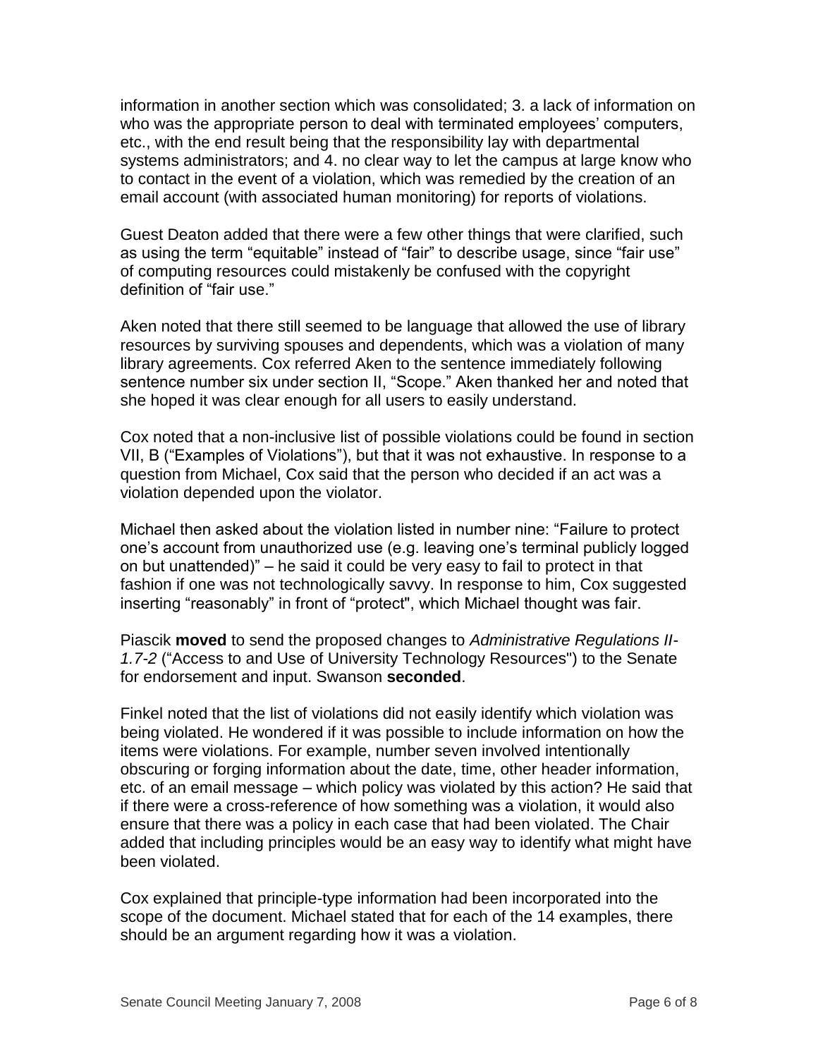information in another section which was consolidated; 3. a lack of information on who was the appropriate person to deal with terminated employees' computers, etc., with the end result being that the responsibility lay with departmental systems administrators; and 4. no clear way to let the campus at large know who to contact in the event of a violation, which was remedied by the creation of an email account (with associated human monitoring) for reports of violations.

Guest Deaton added that there were a few other things that were clarified, such as using the term "equitable" instead of "fair" to describe usage, since "fair use" of computing resources could mistakenly be confused with the copyright definition of "fair use."

Aken noted that there still seemed to be language that allowed the use of library resources by surviving spouses and dependents, which was a violation of many library agreements. Cox referred Aken to the sentence immediately following sentence number six under section II, "Scope." Aken thanked her and noted that she hoped it was clear enough for all users to easily understand.

Cox noted that a non-inclusive list of possible violations could be found in section VII, B ("Examples of Violations"), but that it was not exhaustive. In response to a question from Michael, Cox said that the person who decided if an act was a violation depended upon the violator.

Michael then asked about the violation listed in number nine: "Failure to protect one's account from unauthorized use (e.g. leaving one's terminal publicly logged on but unattended)" – he said it could be very easy to fail to protect in that fashion if one was not technologically savvy. In response to him, Cox suggested inserting "reasonably" in front of "protect", which Michael thought was fair.

Piascik **moved** to send the proposed changes to *Administrative Regulations II-1.7-2* ("Access to and Use of University Technology Resources") to the Senate for endorsement and input. Swanson **seconded**.

Finkel noted that the list of violations did not easily identify which violation was being violated. He wondered if it was possible to include information on how the items were violations. For example, number seven involved intentionally obscuring or forging information about the date, time, other header information, etc. of an email message – which policy was violated by this action? He said that if there were a cross-reference of how something was a violation, it would also ensure that there was a policy in each case that had been violated. The Chair added that including principles would be an easy way to identify what might have been violated.

Cox explained that principle-type information had been incorporated into the scope of the document. Michael stated that for each of the 14 examples, there should be an argument regarding how it was a violation.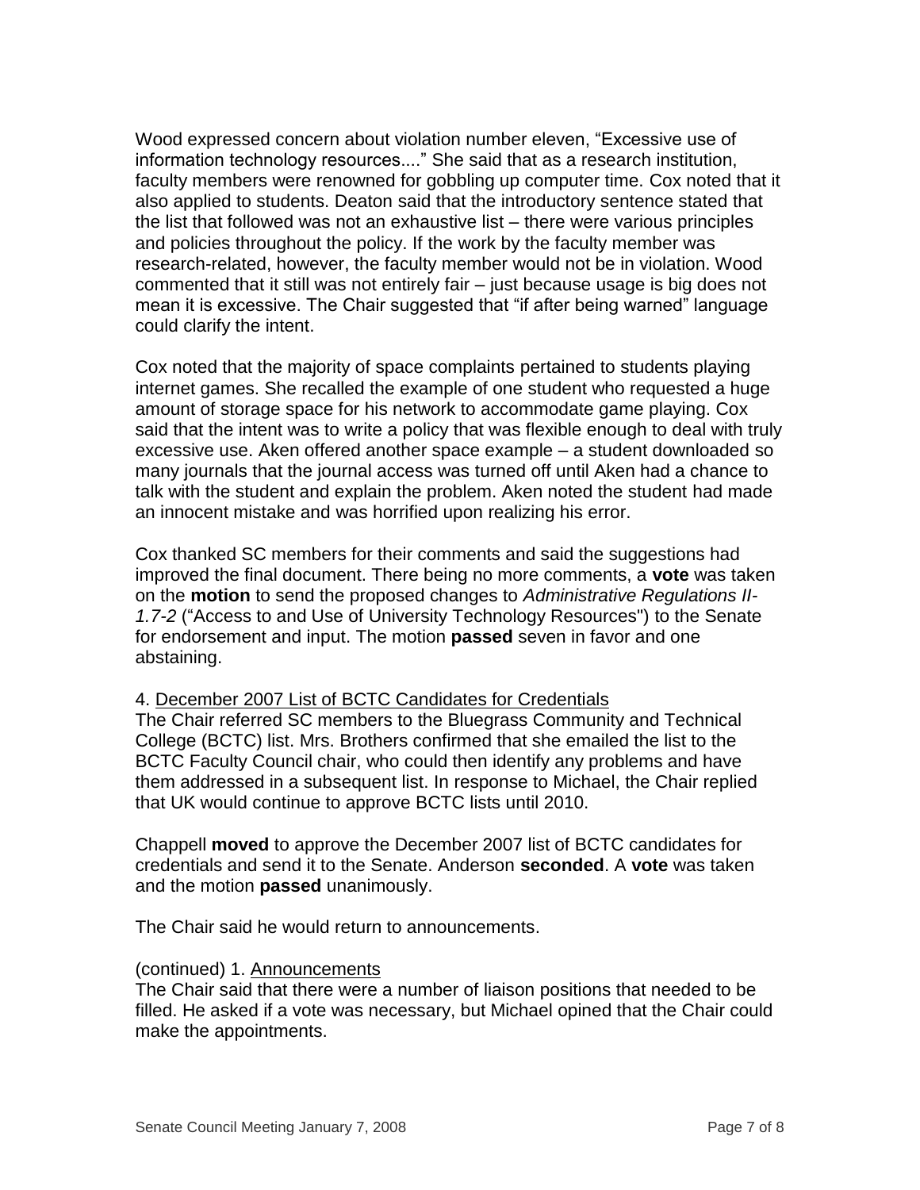Wood expressed concern about violation number eleven, "Excessive use of information technology resources...." She said that as a research institution, faculty members were renowned for gobbling up computer time. Cox noted that it also applied to students. Deaton said that the introductory sentence stated that the list that followed was not an exhaustive list – there were various principles and policies throughout the policy. If the work by the faculty member was research-related, however, the faculty member would not be in violation. Wood commented that it still was not entirely fair – just because usage is big does not mean it is excessive. The Chair suggested that "if after being warned" language could clarify the intent.

Cox noted that the majority of space complaints pertained to students playing internet games. She recalled the example of one student who requested a huge amount of storage space for his network to accommodate game playing. Cox said that the intent was to write a policy that was flexible enough to deal with truly excessive use. Aken offered another space example – a student downloaded so many journals that the journal access was turned off until Aken had a chance to talk with the student and explain the problem. Aken noted the student had made an innocent mistake and was horrified upon realizing his error.

Cox thanked SC members for their comments and said the suggestions had improved the final document. There being no more comments, a **vote** was taken on the **motion** to send the proposed changes to *Administrative Regulations II-1.7-2* ("Access to and Use of University Technology Resources") to the Senate for endorsement and input. The motion **passed** seven in favor and one abstaining.

4. <u>December 2007 List of BCTC Candidates for Credentials</u>
The Chair referred SC members to the Bluegrass Community and Technical College (BCTC) list. Mrs. Brothers confirmed that she emailed the list to the BCTC Faculty Council chair, who could then identify any problems and have them addressed in a subsequent list. In response to Michael, the Chair replied that UK would continue to approve BCTC lists until 2010.

Chappell **moved** to approve the December 2007 list of BCTC candidates for credentials and send it to the Senate. Anderson **seconded**. A **vote** was taken and the motion **passed** unanimously.

The Chair said he would return to announcements.

(continued) 1. <u>Announcements</u>
The Chair said that there were a number of liaison positions that needed to be filled. He asked if a vote was necessary, but Michael opined that the Chair could make the appointments.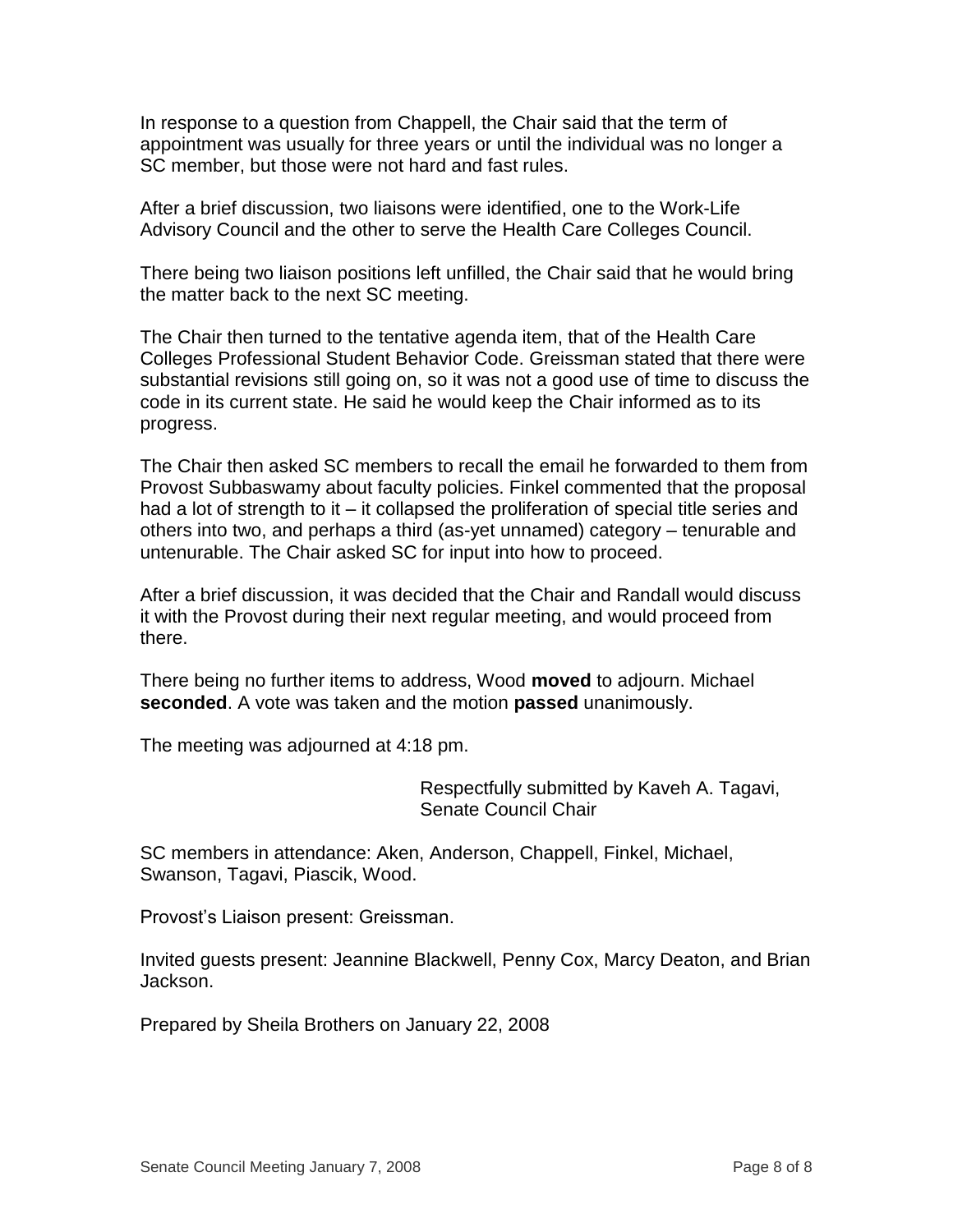In response to a question from Chappell, the Chair said that the term of appointment was usually for three years or until the individual was no longer a SC member, but those were not hard and fast rules.

After a brief discussion, two liaisons were identified, one to the Work-Life Advisory Council and the other to serve the Health Care Colleges Council.

There being two liaison positions left unfilled, the Chair said that he would bring the matter back to the next SC meeting.

The Chair then turned to the tentative agenda item, that of the Health Care Colleges Professional Student Behavior Code. Greissman stated that there were substantial revisions still going on, so it was not a good use of time to discuss the code in its current state. He said he would keep the Chair informed as to its progress.

The Chair then asked SC members to recall the email he forwarded to them from Provost Subbaswamy about faculty policies. Finkel commented that the proposal had a lot of strength to it – it collapsed the proliferation of special title series and others into two, and perhaps a third (as-yet unnamed) category – tenurable and untenurable. The Chair asked SC for input into how to proceed.

After a brief discussion, it was decided that the Chair and Randall would discuss it with the Provost during their next regular meeting, and would proceed from there.

There being no further items to address, Wood **moved** to adjourn. Michael **seconded**. A vote was taken and the motion **passed** unanimously.

The meeting was adjourned at 4:18 pm.

Respectfully submitted by Kaveh A. Tagavi,
Senate Council Chair

SC members in attendance: Aken, Anderson, Chappell, Finkel, Michael, Swanson, Tagavi, Piascik, Wood.

Provost's Liaison present: Greissman.

Invited guests present: Jeannine Blackwell, Penny Cox, Marcy Deaton, and Brian Jackson.

Prepared by Sheila Brothers on January 22, 2008